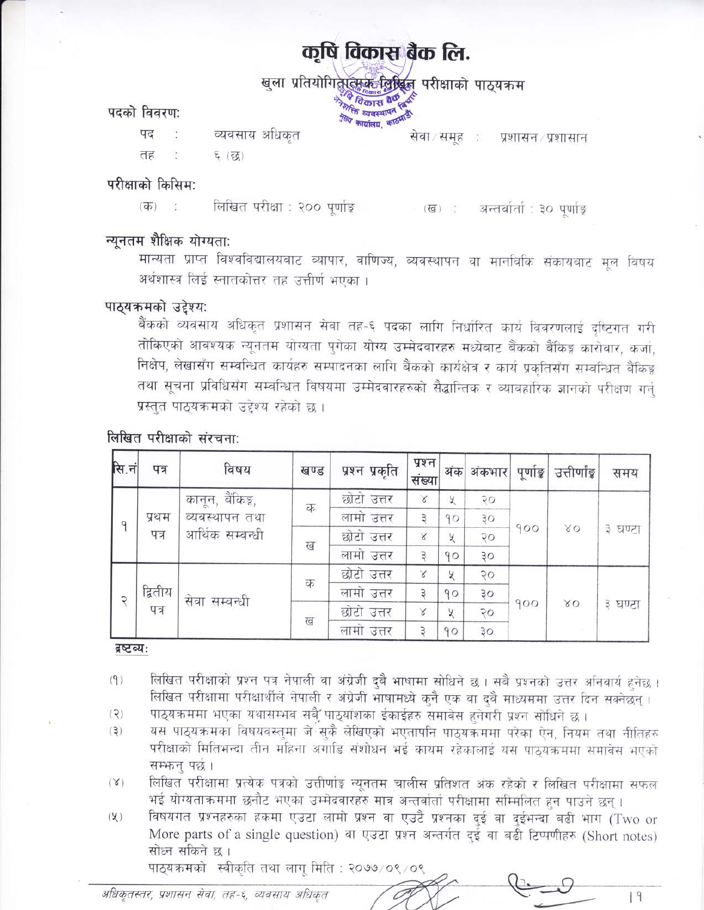# कृषि विकास बैंक लि.

## खुला प्रतियोगितात्मक लिखित परीक्षाको पाठ्यक्रम

### पदको विवरण:

पद : व्यवसाय अधिकृत सेवा/समूह : प्रशासन/प्रशासान

तह : ६ (छ)

### परीक्षाको किसिम:

(क) : लिखित परीक्षा : २०० पूर्णाङ्क (ख) : अन्तर्वार्ता : ३० पूर्णाङ्क

### न्यूनतम शैक्षिक योग्यता:

मान्यता प्राप्त विश्वविद्यालयबाट व्यापार, वाणिज्य, व्यवस्थापन वा मानविकि संकायबाट मूल विषय अर्थशास्त्र लिई स्नातकोत्तर तह उत्तीर्ण भएका ।

### पाठ्यक्रमको उद्देश्य:

बैंकको व्यवसाय अधिकृत प्रशासन सेवा तह-६ पदका लागि निर्धारित कार्य विवरणलाई दृष्टिगत गरी तोकिएको आवश्यक न्यूनतम योग्यता पुगेका योग्य उम्मेदवारहरु मध्येबाट बैंकको बैंकिङ्ग कारोवार, कर्जा, निक्षेप, लेखासँग सम्बन्धित कार्यहरु सम्पादनका लागि बैंकको कार्यक्षेत्र र कार्य प्रकृतिसँग सम्बन्धित बैंकिङ्ग तथा सूचना प्रविधिसँग सम्बन्धित विषयमा उम्मेदवारहरुको सैद्धान्तिक र व्यावहारिक ज्ञानको परीक्षण गर्नु प्रस्तुत पाठ्यक्रमको उद्देश्य रहेको छ ।

### लिखित परीक्षाको संरचना:

| सि.नं | पत्र | विषय | खण्ड | प्रश्न प्रकृति | प्रश्न संख्या | अंक | अंकभार | पूर्णाङ्क | उत्तीर्णांङ्क | समय |
|---|---|---|---|---|---|---|---|---|---|---|
| १ | प्रथम पत्र | कानून, बैंकिङ्ग, व्यवस्थापन तथा आर्थिक सम्वन्धी | क | छोटो उत्तर | ४ | ५ | २० | १०० | ४० | ३ घण्टा |
| | | | | लामो उत्तर | ३ | १० | ३० | | | |
| | | | ख | छोटो उत्तर | ४ | ५ | २० | | | |
| | | | | लामो उत्तर | ३ | १० | ३० | | | |
| २ | द्वितीय पत्र | सेवा सम्बन्धी | क | छोटो उत्तर | ४ | ५ | २० | १०० | ४० | ३ घण्टा |
| | | | | लामो उत्तर | ३ | १० | ३० | | | |
| | | | ख | छोटो उत्तर | ४ | ५ | २० | | | |
| | | | | लामो उत्तर | ३ | १० | ३० | | | |

**द्रष्टव्य:**

(१) लिखित परीक्षाको प्रश्न पत्र नेपाली वा अंग्रेजी दुवै भाषामा सोधिने छ । सबै प्रश्नको उत्तर अनिवार्य हुनेछ । लिखित परीक्षामा परीक्षार्थीले नेपाली र अंग्रेजी भाषामध्ये कुनै एक वा दुवै माध्यममा उत्तर दिन सक्नेछन् ।

(२) पाठ्यक्रममा भएका यथासम्भव सबै पाठ्यांशका ईकाईहरु समावेस हुनेगरी प्रश्न सोधिने छ ।

(३) यस पाठ्यक्रमका विषयवस्तुमा जे सुकै लेखिएको भएतापनि पाठ्यक्रममा परेका ऐन, नियम तथा नीतिहरु परीक्षाको मितिभन्दा तीन महिना अगाडि संशोधन भई कायम रहेकालाई यस पाठ्यक्रममा समावेस भएको सम्झनु पर्छ ।

(४) लिखित परीक्षामा प्रत्येक पत्रको उत्तीर्णाङ्क न्यूनतम चालीस प्रतिशत अंक रहेको र लिखित परीक्षामा सफल भई योग्यताक्रममा छनौट भएका उम्मेदवारहरु मात्र अन्तर्वार्ता परीक्षामा सम्मिलित हुन पाउने छन् ।

(५) विषयगत प्रश्नहरुका हकमा एउटा लामो प्रश्न वा एउटै प्रश्नका दुई वा दुईभन्दा बढी भाग (Two or More parts of a single question) वा एउटा प्रश्न अन्तर्गत दुई वा बढी टिप्पणीहरु (Short notes) सोध्न सकिने छ ।

पाठ्यक्रमको स्वीकृति तथा लागू मिति : २०७७/०९/०९

*अधिकृतस्तर, प्रशासन सेवा, तह-६, व्यवसाय अधिकृत*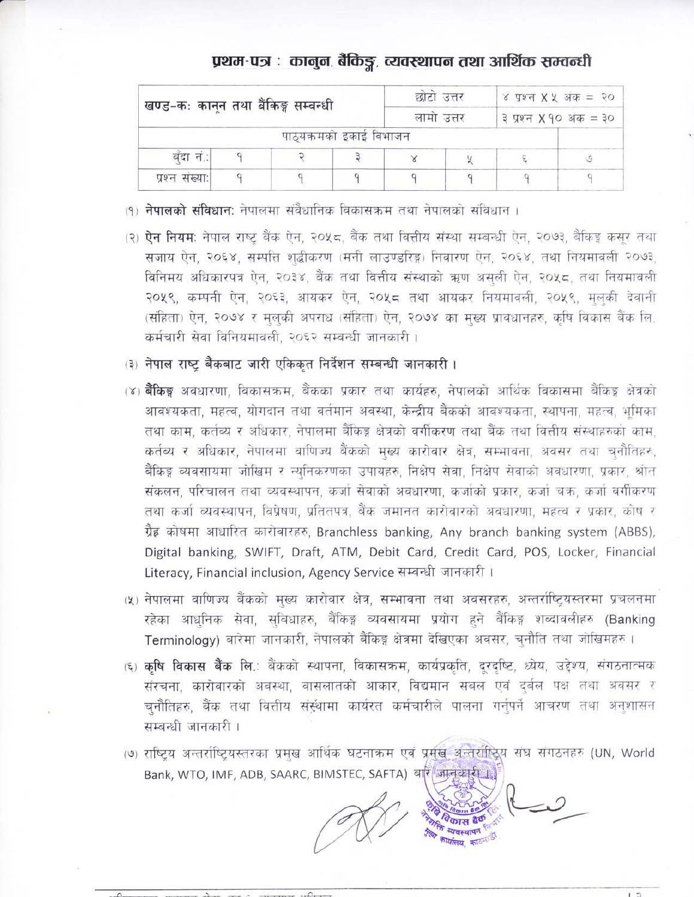# प्रथम-पत्र : कानुन, बैंकिङ्ग, व्यवस्थापन तथा आर्थिक सम्बन्धी

| खण्ड–कः कानुन तथा बैंकिङ्ग सम्बन्धी | | | | छोटो उत्तर | | ४ प्रश्न X ५ अंक = २० | |
|---|---|---|---|---|---|---|---|
| | | | | लामो उत्तर | | ३ प्रश्न X १० अंक = ३० | |
| पाठ्यक्रमको इकाई विभाजन | | | | | | | |
| बुँदा नं.: | १ | २ | ३ | ४ | ५ | ६ | ७ |
| प्रश्न संख्या: | १ | १ | १ | १ | १ | १ | १ |

(१) **नेपालको संविधान:** नेपालमा संवैधानिक विकासक्रम तथा नेपालको संविधान ।

(२) **ऐन नियम:** नेपाल राष्ट्र बैंक ऐन, २०५८, बैंक तथा वित्तीय संस्था सम्बन्धी ऐन, २०७३, बैंकिङ्ग कसूर तथा सजाय ऐन, २०६४, सम्पत्ति शुद्धीकरण (मनी लाउण्डरिङ्ग) निवारण ऐन, २०६४, तथा नियमावली २०७३, विनिमय अधिकारपत्र ऐन, २०३४, बैंक तथा वित्तीय संस्थाको ऋण असुली ऐन, २०५८, तथा नियमावली २०५९, कम्पनी ऐन, २०६३, आयकर ऐन, २०५८ तथा आयकर नियमावली, २०५९, मुलुकी देवानी (संहिता) ऐन, २०७४ र मुलुकी अपराध (संहिता) ऐन, २०७४ का मुख्य प्रावधानहरु, कृषि विकास बैंक लि. कर्मचारी सेवा विनियमावली, २०६२ सम्बन्धी जानकारी ।

(३) **नेपाल राष्ट्र बैंकबाट जारी एकिकृत निर्देशन सम्बन्धी जानकारी ।**

(४) **बैंकिङ्ग** अवधारणा, विकासक्रम, बैंकका प्रकार तथा कार्यहरु, नेपालको आर्थिक विकासमा बैंकिङ्ग क्षेत्रको आवश्यकता, महत्व, योगदान तथा वर्तमान अवस्था, केन्द्रीय बैंकको आवश्यकता, स्थापना, महत्व, भूमिका तथा काम, कर्तव्य र अधिकार, नेपालमा बैंकिङ्ग क्षेत्रको वर्गीकरण तथा बैंक तथा वित्तीय संस्थाहरुको काम, कर्तव्य र अधिकार, नेपालमा वाणिज्य बैंकको मुख्य कारोवार क्षेत्र, सम्भावना, अवसर तथा चुनौतिहरु, बैंकिङ्ग व्यवसायमा जोखिम र न्युनिकरणका उपायहरु, निक्षेप सेवा, निक्षेप सेवाको अवधारणा, प्रकार, श्रोत संकलन, परिचालन तथा व्यवस्थापन, कर्जा सेवाको अवधारणा, कर्जाको प्रकार, कर्जा चक्र, कर्जा वर्गीकरण तथा कर्जा व्यवस्थापन, विप्रेषण, प्रतितपत्र, बैंक जमानत कारोवारको अवधारणा, महत्व र प्रकार, कोष र ग्रैह्र कोषमा आधारित कारोवारहरु, Branchless banking, Any branch banking system (ABBS), Digital banking, SWIFT, Draft, ATM, Debit Card, Credit Card, POS, Locker, Financial Literacy, Financial inclusion, Agency Service सम्बन्धी जानकारी ।

(५) नेपालमा वाणिज्य बैंकको मुख्य कारोवार क्षेत्र, सम्भावना तथा अवसरहरु, अन्तर्राष्ट्रियस्तरमा प्रचलनमा रहेका आधुनिक सेवा, सुविधाहरु, बैंकिङ्ग व्यवसायमा प्रयोग हुने बैंकिङ्ग शब्दावलीहरु (Banking Terminology) बारेमा जानकारी, नेपालको बैंकिङ्ग क्षेत्रमा देखिएका अवसर, चुनौति तथा जोखिमहरु ।

(६) **कृषि विकास बैंक लि.:** बैंकको स्थापना, विकासक्रम, कार्यप्रकृति, दूरदृष्टि, ध्येय, उद्देश्य, संगठनात्मक संरचना, कारोवारको अवस्था, वासलातको आकार, विद्यमान सबल एवं दुर्बल पक्ष तथा अवसर र चुनौतिहरु, बैंक तथा वित्तीय संस्थामा कार्यरत कर्मचारीले पालना गर्नुपर्ने आचरण तथा अनुशासन सम्बन्धी जानकारी ।

(७) राष्ट्रिय अन्तर्राष्ट्रियस्तरका प्रमुख आर्थिक घटनाक्रम एवं प्रमुख अन्तर्राष्ट्रिय संघ संगठनहरु (UN, World Bank, WTO, IMF, ADB, SAARC, BIMSTEC, SAFTA) बारे जानकारी ।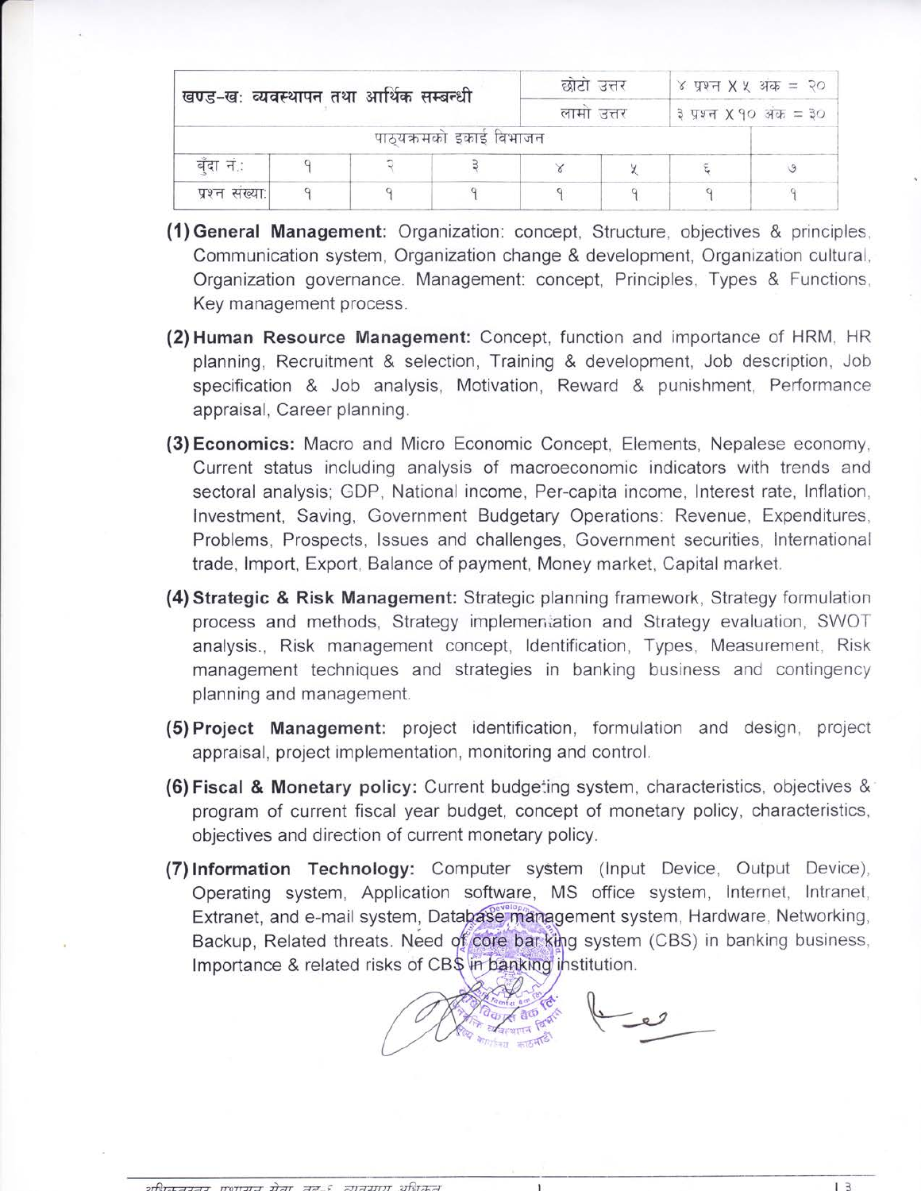| खण्ड-खः व्यवस्थापन तथा आर्थिक सम्बन्धी | | | | छोटो उत्तर | | ४ प्रश्न X ५ अंक = २० | |
|---|---|---|---|---|---|---|---|
| | | | | लामो उत्तर | | ३ प्रश्न X १० अंक = ३० | |
| पाठ्यक्रमको इकाई विभाजन | | | | | | | |
| बुँदा नं.: | १ | २ | ३ | ४ | ५ | ६ | ७ |
| प्रश्न संख्या: | १ | १ | १ | १ | १ | १ | १ |

**(1) General Management:** Organization: concept, Structure, objectives & principles, Communication system, Organization change & development, Organization cultural, Organization governance. Management: concept, Principles, Types & Functions, Key management process.

**(2) Human Resource Management:** Concept, function and importance of HRM, HR planning, Recruitment & selection, Training & development, Job description, Job specification & Job analysis, Motivation, Reward & punishment, Performance appraisal, Career planning.

**(3) Economics:** Macro and Micro Economic Concept, Elements, Nepalese economy, Current status including analysis of macroeconomic indicators with trends and sectoral analysis; GDP, National income, Per-capita income, Interest rate, Inflation, Investment, Saving, Government Budgetary Operations: Revenue, Expenditures, Problems, Prospects, Issues and challenges, Government securities, International trade, Import, Export, Balance of payment, Money market, Capital market.

**(4) Strategic & Risk Management:** Strategic planning framework, Strategy formulation process and methods, Strategy implementation and Strategy evaluation, SWOT analysis., Risk management concept, Identification, Types, Measurement, Risk management techniques and strategies in banking business and contingency planning and management.

**(5) Project Management:** project identification, formulation and design, project appraisal, project implementation, monitoring and control.

**(6) Fiscal & Monetary policy:** Current budgeting system, characteristics, objectives & program of current fiscal year budget, concept of monetary policy, characteristics, objectives and direction of current monetary policy.

**(7) Information Technology:** Computer system (Input Device, Output Device), Operating system, Application software, MS office system, Internet, Intranet, Extranet, and e-mail system, Database management system, Hardware, Networking, Backup, Related threats. Need of core banking system (CBS) in banking business, Importance & related risks of CBS in banking institution.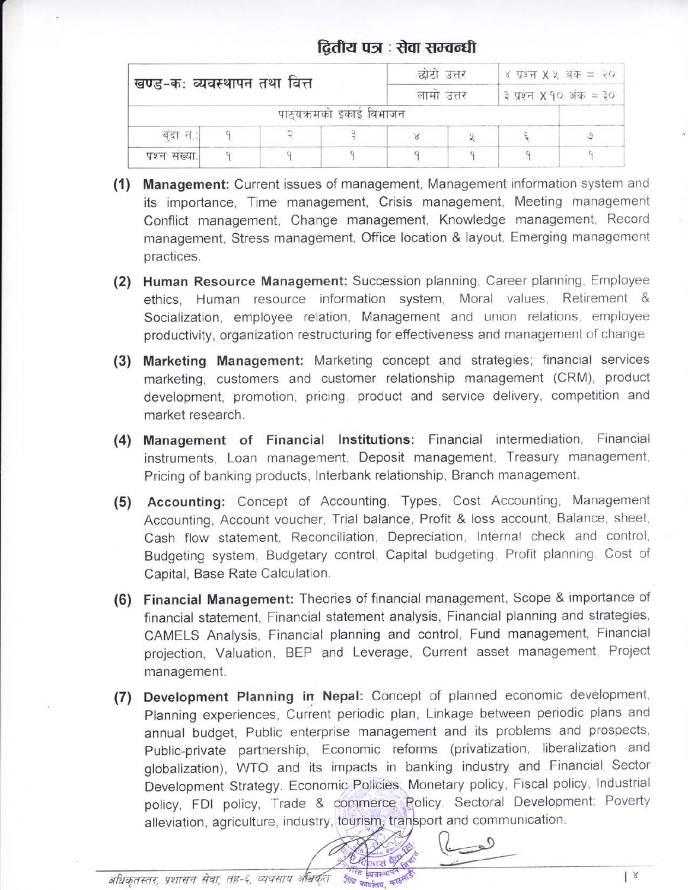## द्वितीय पत्र : सेवा सम्वन्धी

| खण्ड-क: व्यवस्थापन तथा वित्त | | | | छोटो उत्तर | | ४ प्रश्न X ५ अंक = २० | |
|---|---|---|---|---|---|---|---|
| | | | | लामो उत्तर | | ३ प्रश्न X १० अंक = ३० | |
| पाठ्यक्रमको इकाई विभाजन | | | | | | | |
| बुँदा नं.: | १ | २ | ३ | ४ | ५ | ६ | ७ |
| प्रश्न संख्या: | १ | १ | १ | १ | १ | १ | १ |

**(1) Management:** Current issues of management, Management information system and its importance, Time management, Crisis management, Meeting management Conflict management, Change management, Knowledge management, Record management, Stress management, Office location & layout, Emerging management practices.

**(2) Human Resource Management:** Succession planning, Career planning, Employee ethics, Human resource information system, Moral values, Retirement & Socialization, employee relation, Management and union relations, employee productivity, organization restructuring for effectiveness and management of change.

**(3) Marketing Management:** Marketing concept and strategies; financial services marketing, customers and customer relationship management (CRM), product development, promotion, pricing, product and service delivery, competition and market research.

**(4) Management of Financial Institutions:** Financial intermediation, Financial instruments, Loan management, Deposit management, Treasury management, Pricing of banking products, Interbank relationship, Branch management.

**(5) Accounting:** Concept of Accounting, Types, Cost Accounting, Management Accounting, Account voucher, Trial balance, Profit & loss account, Balance, sheet, Cash flow statement, Reconciliation, Depreciation, Internal check and control, Budgeting system, Budgetary control, Capital budgeting, Profit planning. Cost of Capital, Base Rate Calculation.

**(6) Financial Management:** Theories of financial management, Scope & importance of financial statement, Financial statement analysis, Financial planning and strategies, CAMELS Analysis, Financial planning and control, Fund management, Financial projection, Valuation, BEP and Leverage, Current asset management, Project management.

**(7) Development Planning in Nepal:** Concept of planned economic development, Planning experiences, Current periodic plan, Linkage between periodic plans and annual budget, Public enterprise management and its problems and prospects, Public-private partnership, Economic reforms (privatization, liberalization and globalization), WTO and its impacts in banking industry and Financial Sector Development Strategy. Economic Policies: Monetary policy, Fiscal policy, Industrial policy, FDI policy, Trade & commerce Policy. Sectoral Development: Poverty alleviation, agriculture, industry, tourism, transport and communication.

*अधिकृतस्तर, प्रशासन सेवा, तह-६, व्यवसाय अधिकृत*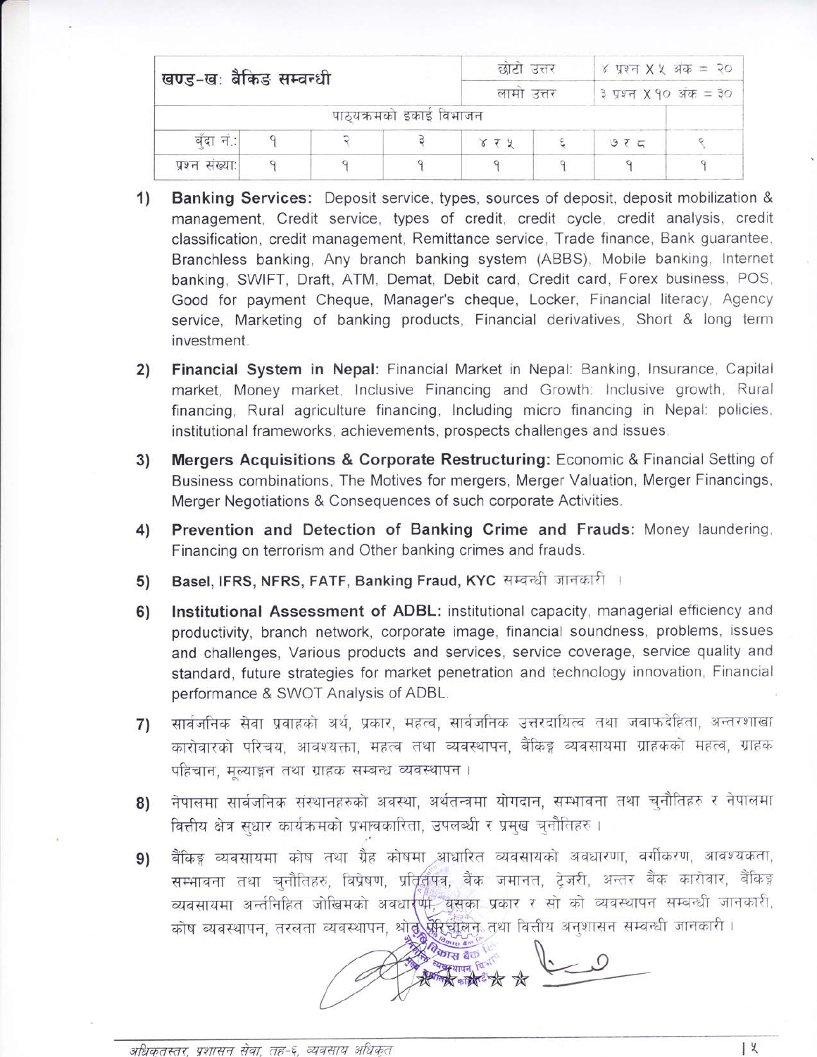| खण्ड-खः बैकिङ सम्वन्धी | | | | छोटो उत्तर | | ४ प्रश्न X ५ अंक = २० | |
|---|---|---|---|---|---|---|---|
| | | | | लामो उत्तर | | ३ प्रश्न X १० अंक = ३० | |
| पाठ्यक्रमको इकाई विभाजन | | | | | | | |
| बुँदा नं.: | १ | २ | ३ | ४ र ५ | ६ | ७ र ८ | ९ |
| प्रश्न संख्या: | १ | १ | १ | १ | १ | १ | १ |

1) **Banking Services:** Deposit service, types, sources of deposit, deposit mobilization & management, Credit service, types of credit, credit cycle, credit analysis, credit classification, credit management, Remittance service, Trade finance, Bank guarantee, Branchless banking, Any branch banking system (ABBS), Mobile banking, Internet banking, SWIFT, Draft, ATM, Demat, Debit card, Credit card, Forex business, POS, Good for payment Cheque, Manager's cheque, Locker, Financial literacy, Agency service, Marketing of banking products, Financial derivatives, Short & long term investment.

2) **Financial System in Nepal:** Financial Market in Nepal: Banking, Insurance, Capital market, Money market, Inclusive Financing and Growth: Inclusive growth, Rural financing, Rural agriculture financing, Including micro financing in Nepal: policies, institutional frameworks, achievements, prospects challenges and issues.

3) **Mergers Acquisitions & Corporate Restructuring:** Economic & Financial Setting of Business combinations, The Motives for mergers, Merger Valuation, Merger Financings, Merger Negotiations & Consequences of such corporate Activities.

4) **Prevention and Detection of Banking Crime and Frauds:** Money laundering, Financing on terrorism and Other banking crimes and frauds.

5) **Basel, IFRS, NFRS, FATF, Banking Fraud, KYC** सम्वन्धी जानकारी ।

6) **Institutional Assessment of ADBL:** institutional capacity, managerial efficiency and productivity, branch network, corporate image, financial soundness, problems, issues and challenges, Various products and services, service coverage, service quality and standard, future strategies for market penetration and technology innovation, Financial performance & SWOT Analysis of ADBL.

7) सार्वजनिक सेवा प्रवाहको अर्थ, प्रकार, महत्व, सार्वजनिक उत्तरदायित्व तथा जवाफदेहिता, अन्तरशाखा कारोवारको परिचय, आवश्यक्ता, महत्व तथा व्यवस्थापन, बैंकिङ्ग व्यवसायमा ग्राहकको महत्व, ग्राहक पहिचान, मूल्याङ्कन तथा ग्राहक सम्बन्ध व्यवस्थापन ।

8) नेपालमा सार्वजनिक संस्थानहरुको अवस्था, अर्थतन्त्रमा योगदान, सम्भावना तथा चुनौतिहरु र नेपालमा वित्तीय क्षेत्र सुधार कार्यक्रमको प्रभावकारिता, उपलब्धी र प्रमुख चुनौतिहरु ।

9) बैंकिङ्ग व्यवसायमा कोष तथा गैह कोषमा आधारित व्यवसायको अवधारणा, वर्गीकरण, आवश्यकता, सम्भावना तथा चुनौतिहरु, विप्रेषण, प्रतितपत्र, बैंक जमानत, ट्रेजरी, अन्तर बैंक कारोवार, बैंकिङ्ग व्यवसायमा अर्न्तनिहित जोखिमको अवधारणा, यसका प्रकार र सो को व्यवस्थापन सम्वन्धी जानकारी, कोष व्यवस्थापन, तरलता व्यवस्थापन, श्रोत परिचालन तथा वित्तीय अनुशासन सम्वन्धी जानकारी ।